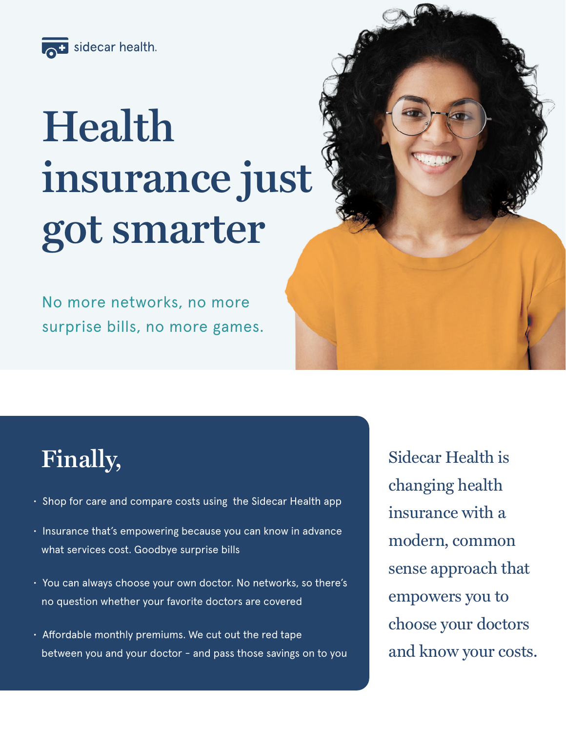sidecar health.

# Health insurance just got smarter

No more networks, no more surprise bills, no more games.

## Finally,

- Shop for care and compare costs using the Sidecar Health app
- Insurance that's empowering because you can know in advance what services cost. Goodbye surprise bills
- You can always choose your own doctor. No networks, so there's no question whether your favorite doctors are covered
- Affordable monthly premiums. We cut out the red tape between you and your doctor – and pass those savings on to you

Sidecar Health is changing health insurance with a modern, common sense approach that empowers you to choose your doctors and know your costs.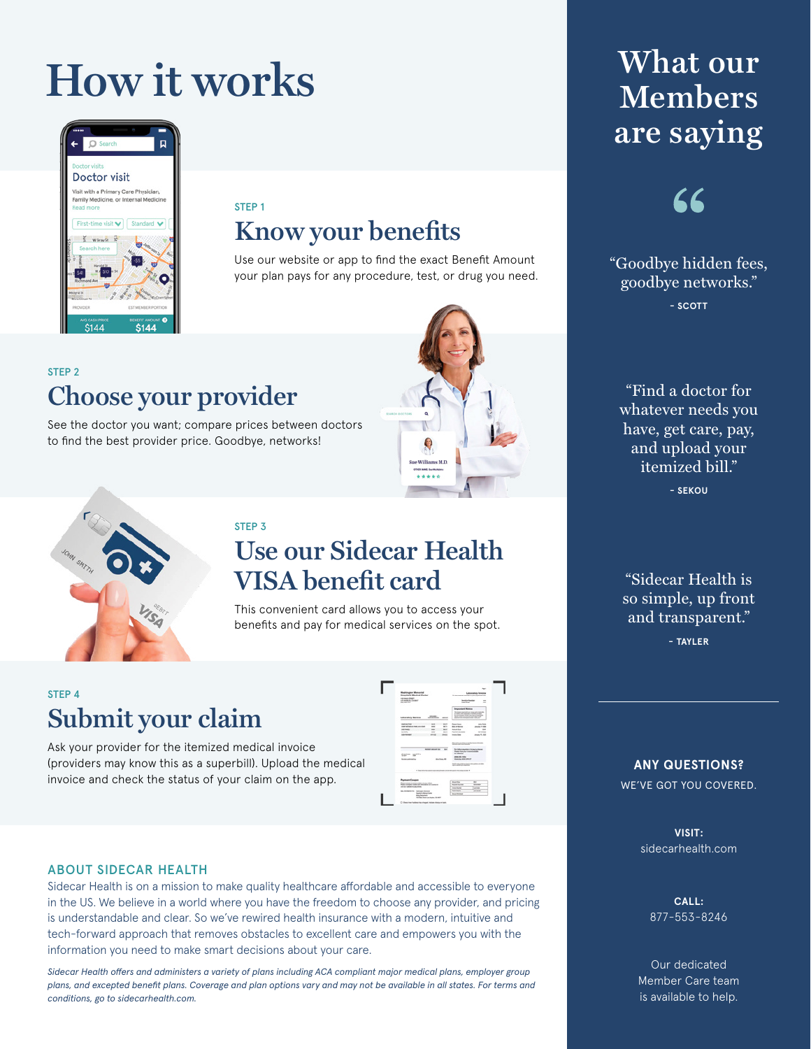# How it works

STEP 1

## Know your benefits

Use our website or app to find the exact Benefit Amount your plan pays for any procedure, test, or drug you need.

STEP 2

## Choose your provider

See the doctor you want; compare prices between doctors to find the best provider price. Goodbye, networks!

STEP 3

## Use our Sidecar Health VISA benefit card

This convenient card allows you to access your benefits and pay for medical services on the spot.

STEP 4

## Submit your claim

Ask your provider for the itemized medical invoice (providers may know this as a superbill). Upload the medical invoice and check the status of your claim on the app.

### ABOUT SIDECAR HEALTH

Sidecar Health is on a mission to make quality healthcare affordable and accessible to everyone in the US. We believe in a world where you have the freedom to choose any provider, and pricing is understandable and clear. So we've rewired health insurance with a modern, intuitive and tech-forward approach that removes obstacles to excellent care and empowers you with the information you need to make smart decisions about your care.

*Sidecar Health offers and administers a variety of plans including ACA compliant major medical plans, employer group plans, and excepted benefit plans. Coverage and plan options vary and may not be available in all states. For terms and conditions, go to sidecarhealth.com.*

## What our Members are saying

"Goodbye hidden fees, goodbye networks."

**- SCOTT**

"Find a doctor for whatever needs you have, get care, pay, and upload your itemized bill."

**- SEKOU**

"Sidecar Health is so simple, up front and transparent."

**- TAYLER**

**ANY QUESTIONS?**

WE'VE GOT YOU COVERED.

**VISIT:**
sidecarhealth.com

**CALL:**
877-553-8246

Our dedicated Member Care team is available to help.